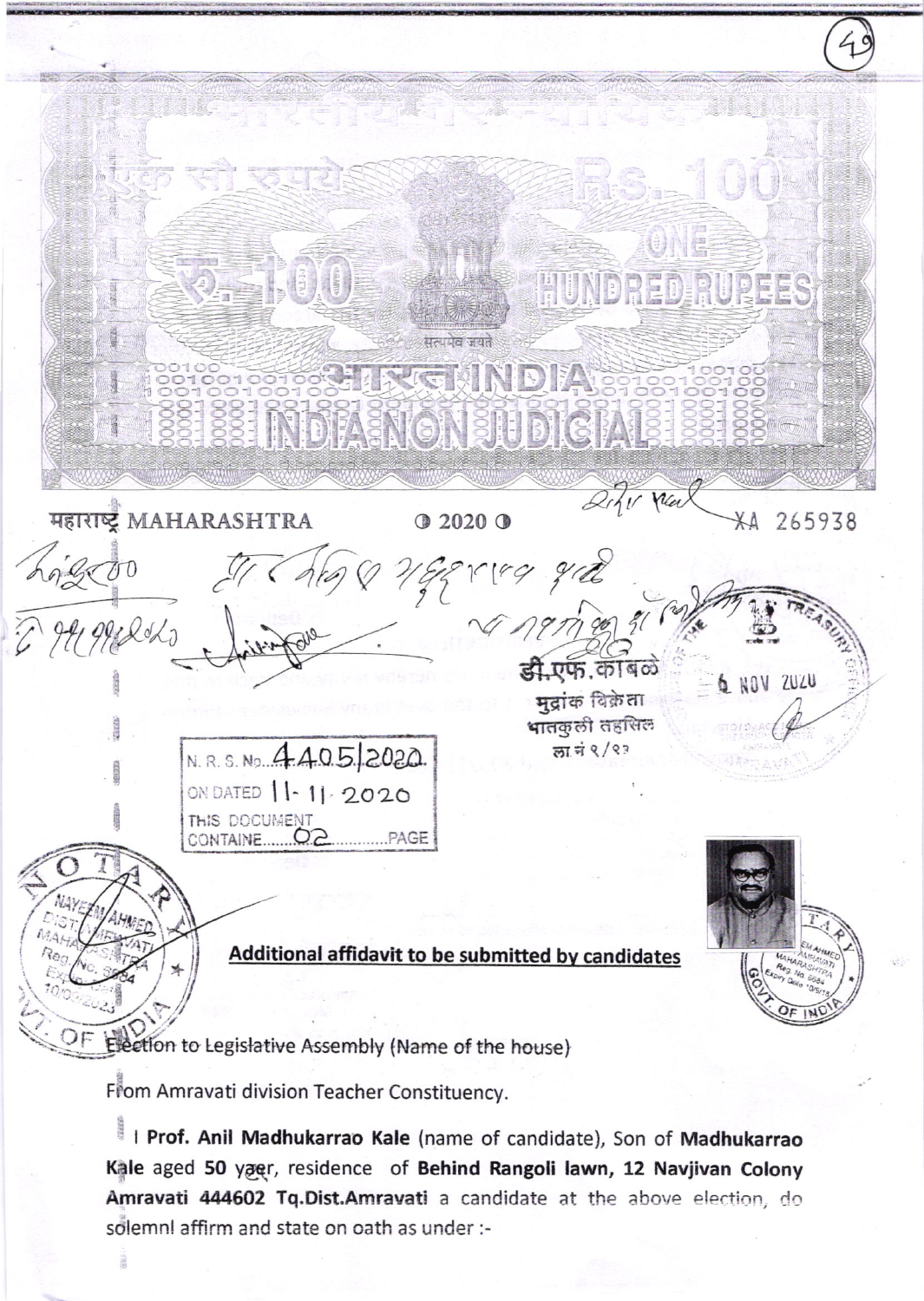भारतीय गैर न्यायिक

एक सौ रुपये Rs. 100

रु. 100 ONE HUNDRED RUPEES

सत्यमेव जयते

भारत INDIA

INDIA NON JUDICIAL

महाराष्ट्र MAHARASHTRA ◑ 2020 ◑ XA 265938

डी.एफ. कांबळे
मुद्रांक विक्रेता
भातकुली तहसिल
ला नं १/९३

6 NOV 2020

N. R. S. No. 4405/2020
ON DATED 11-11-2020
THIS DOCUMENT CONTAINE 02 PAGE

NOTARY
NAYEEM AHMED
DIST. AMRAVATI
MAHARASHTRA
Reg. No. 5684

## Additional affidavit to be submitted by candidates

Election to Legislative Assembly (Name of the house)

From Amravati division Teacher Constituency.

I **Prof. Anil Madhukarrao Kale** (name of candidate), Son of **Madhukarrao Kale** aged **50** yaer, residence of **Behind Rangoli lawn, 12 Navjivan Colony Amravati 444602 Tq.Dist.Amravati** a candidate at the above election, do solemnl affirm and state on oath as under :-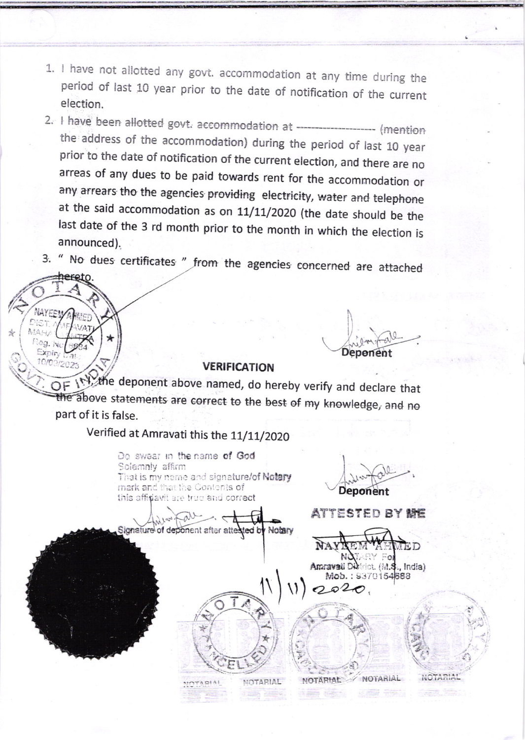1. I have not allotted any govt. accommodation at any time during the period of last 10 year prior to the date of notification of the current election.
2. I have been allotted govt. accommodation at ------------------- (mention the address of the accommodation) during the period of last 10 year prior to the date of notification of the current election, and there are no arreas of any dues to be paid towards rent for the accommodation or any arrears tho the agencies providing electricity, water and telephone at the said accommodation as on 11/11/2020 (the date should be the last date of the 3 rd month prior to the month in which the election is announced).
3. " No dues certificates " from the agencies concerned are attached hereto.

NOTARY
NAYEEM AHMED
DIST. AMRAVATI
MAHARASHTRA
Reg. No. 8604
Expiry Date 10/09/2025
GOVT. OF INDIA

Deponent

## VERIFICATION

I, the deponent above named, do hereby verify and declare that the above statements are correct to the best of my knowledge, and no part of it is false.

Verified at Amravati this the 11/11/2020

Do swear in the name of God
Solemnly affirm
That is my name and signature/of Notary mark and that the Contents of this affidavit are true and correct

Signature of deponent after attested by Notary

Deponent

**ATTESTED BY ME**

NAYEEM AHMED
NOTARY For
Amravati District. (M.S., India)
Mob. : 9370154688

11/11/2020.

NOTARY CANCELLED

NOTARIAL NOTARIAL NOTARIAL NOTARIAL NOTARIAL